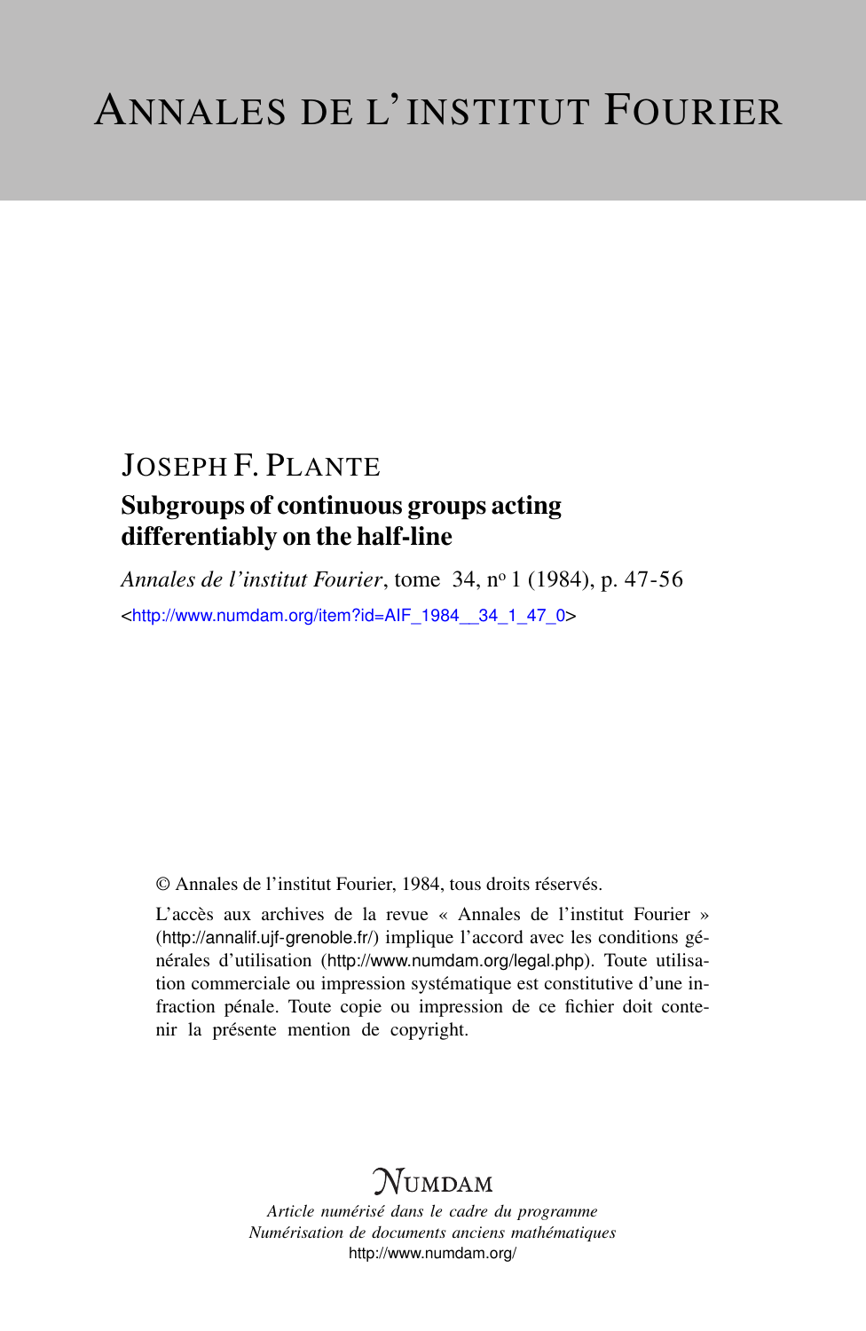# ANNALES DE L'INSTITUT FOURIER

JOSEPH F. PLANTE

## Subgroups of continuous groups acting differentiably on the half-line

*Annales de l'institut Fourier*, tome 34, nº 1 (1984), p. 47-56

<http://www.numdam.org/item?id=AIF_1984__34_1_47_0>

© Annales de l'institut Fourier, 1984, tous droits réservés.

L'accès aux archives de la revue « Annales de l'institut Fourier » (http://annalif.ujf-grenoble.fr/) implique l'accord avec les conditions générales d'utilisation (http://www.numdam.org/legal.php). Toute utilisation commerciale ou impression systématique est constitutive d'une infraction pénale. Toute copie ou impression de ce fichier doit contenir la présente mention de copyright.

NUMDAM

*Article numérisé dans le cadre du programme*
*Numérisation de documents anciens mathématiques*
http://www.numdam.org/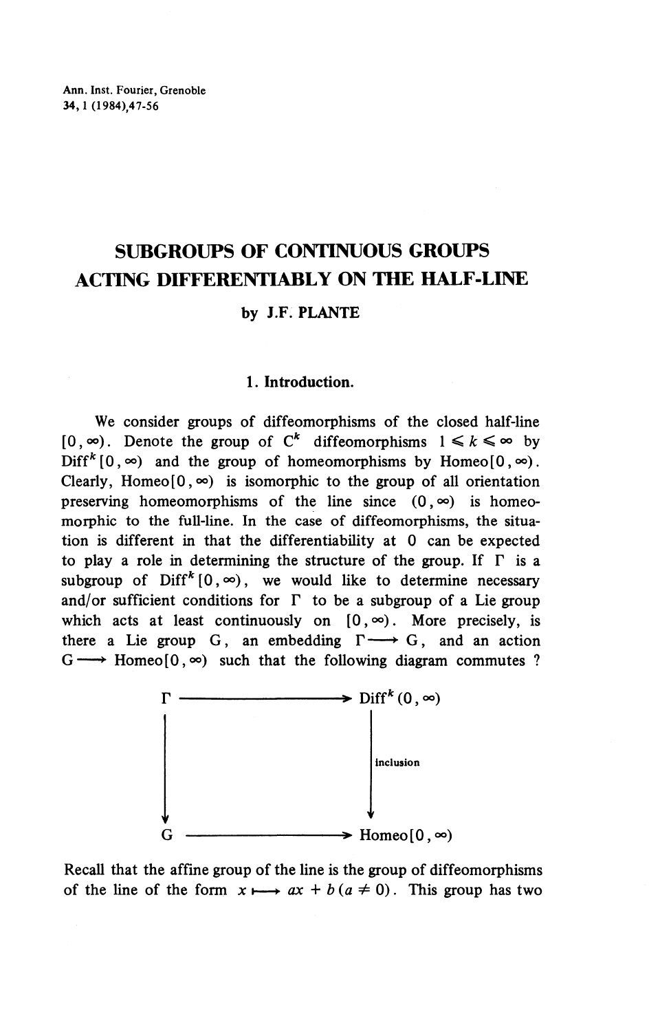# SUBGROUPS OF CONTINUOUS GROUPS ACTING DIFFERENTIABLY ON THE HALF-LINE

**by J.F. PLANTE**

## 1. Introduction.

We consider groups of diffeomorphisms of the closed half-line $[0, \infty)$. Denote the group of $C^k$ diffeomorphisms $1 \leqslant k \leqslant \infty$ by $\mathrm{Diff}^k[0, \infty)$ and the group of homeomorphisms by $\mathrm{Homeo}[0, \infty)$. Clearly, $\mathrm{Homeo}[0, \infty)$ is isomorphic to the group of all orientation preserving homeomorphisms of the line since $(0, \infty)$ is homeomorphic to the full-line. In the case of diffeomorphisms, the situation is different in that the differentiability at $0$ can be expected to play a role in determining the structure of the group. If $\Gamma$ is a subgroup of $\mathrm{Diff}^k[0, \infty)$, we would like to determine necessary and/or sufficient conditions for $\Gamma$ to be a subgroup of a Lie group which acts at least continuously on $[0, \infty)$. More precisely, is there a Lie group $G$, an embedding $\Gamma \longrightarrow G$, and an action $G \longrightarrow \mathrm{Homeo}[0, \infty)$ such that the following diagram commutes ?

$$
\begin{array}{ccc}
\Gamma & \longrightarrow & \mathrm{Diff}^k(0, \infty) \\
\big\downarrow & & \big\downarrow \scriptstyle{\text{inclusion}} \\
G & \longrightarrow & \mathrm{Homeo}[0, \infty)
\end{array}
$$

Recall that the affine group of the line is the group of diffeomorphisms of the line of the form $x \longmapsto ax + b \; (a \neq 0)$. This group has two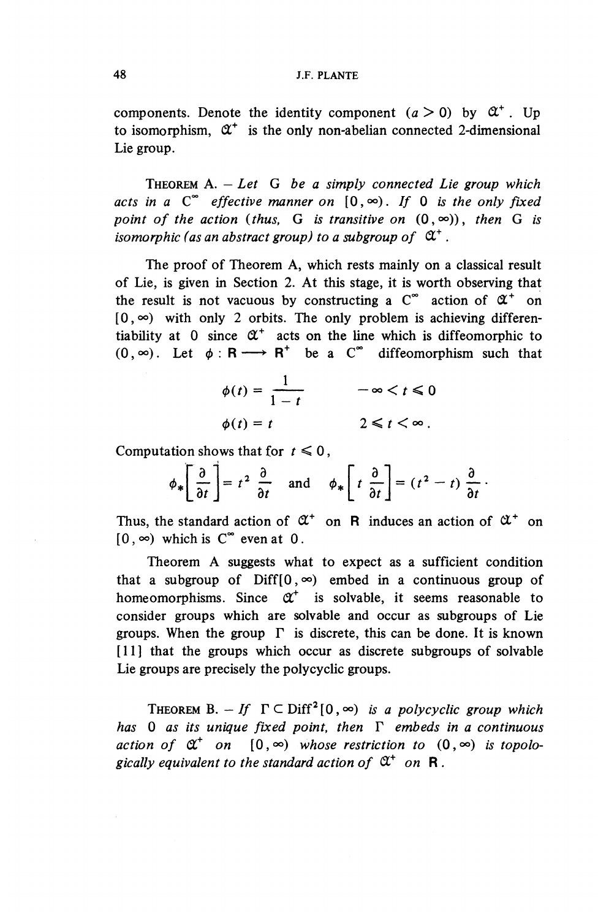components. Denote the identity component ($a > 0$) by $\mathfrak{A}^+$. Up to isomorphism, $\mathfrak{A}^+$ is the only non-abelian connected 2-dimensional Lie group.

THEOREM A. – *Let* G *be a simply connected Lie group which acts in a* $C^\infty$ *effective manner on* $[0, \infty)$. *If* 0 *is the only fixed point of the action (thus,* G *is transitive on* $(0, \infty)$), *then* G *is isomorphic (as an abstract group) to a subgroup of* $\mathfrak{A}^+$.

The proof of Theorem A, which rests mainly on a classical result of Lie, is given in Section 2. At this stage, it is worth observing that the result is not vacuous by constructing a $C^\infty$ action of $\mathfrak{A}^+$ on $[0, \infty)$ with only 2 orbits. The only problem is achieving differentiability at 0 since $\mathfrak{A}^+$ acts on the line which is diffeomorphic to $(0, \infty)$. Let $\phi : \mathbf{R} \longrightarrow \mathbf{R}^+$ be a $C^\infty$ diffeomorphism such that

$$\phi(t) = \frac{1}{1-t} \qquad -\infty < t \leqslant 0$$

$$\phi(t) = t \qquad 2 \leqslant t < \infty .$$

Computation shows that for $t \leqslant 0$,

$$\phi_* \left[ \frac{\partial}{\partial t} \right] = t^2 \frac{\partial}{\partial t} \quad \text{and} \quad \phi_* \left[ t \frac{\partial}{\partial t} \right] = (t^2 - t) \frac{\partial}{\partial t} \cdot$$

Thus, the standard action of $\mathfrak{A}^+$ on $\mathbf{R}$ induces an action of $\mathfrak{A}^+$ on $[0, \infty)$ which is $C^\infty$ even at 0.

Theorem A suggests what to expect as a sufficient condition that a subgroup of $\mathrm{Diff}[0, \infty)$ embed in a continuous group of homeomorphisms. Since $\mathfrak{A}^+$ is solvable, it seems reasonable to consider groups which are solvable and occur as subgroups of Lie groups. When the group $\Gamma$ is discrete, this can be done. It is known [11] that the groups which occur as discrete subgroups of solvable Lie groups are precisely the polycyclic groups.

THEOREM B. – *If* $\Gamma \subset \mathrm{Diff}^2[0, \infty)$ *is a polycyclic group which has* 0 *as its unique fixed point, then* $\Gamma$ *embeds in a continuous action of* $\mathfrak{A}^+$ *on* $[0, \infty)$ *whose restriction to* $(0, \infty)$ *is topologically equivalent to the standard action of* $\mathfrak{A}^+$ *on* $\mathbf{R}$.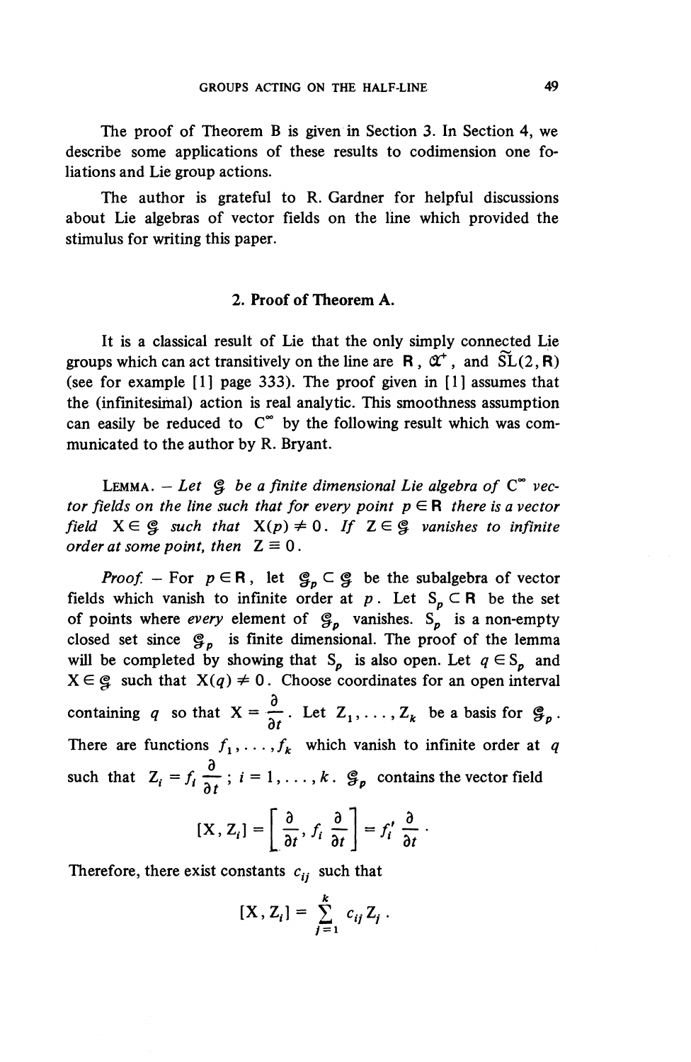The proof of Theorem B is given in Section 3. In Section 4, we describe some applications of these results to codimension one foliations and Lie group actions.

The author is grateful to R. Gardner for helpful discussions about Lie algebras of vector fields on the line which provided the stimulus for writing this paper.

## 2. Proof of Theorem A.

It is a classical result of Lie that the only simply connected Lie groups which can act transitively on the line are $\mathbf{R}$, $\mathfrak{A}^+$, and $\widetilde{\mathrm{SL}}(2, \mathbf{R})$ (see for example [1] page 333). The proof given in [1] assumes that the (infinitesimal) action is real analytic. This smoothness assumption can easily be reduced to $C^\infty$ by the following result which was communicated to the author by R. Bryant.

LEMMA. – *Let $\mathfrak{g}$ be a finite dimensional Lie algebra of $C^\infty$ vector fields on the line such that for every point $p \in \mathbf{R}$ there is a vector field $X \in \mathfrak{g}$ such that $X(p) \neq 0$. If $Z \in \mathfrak{g}$ vanishes to infinite order at some point, then $Z \equiv 0$.*

*Proof.* – For $p \in \mathbf{R}$, let $\mathfrak{g}_p \subset \mathfrak{g}$ be the subalgebra of vector fields which vanish to infinite order at $p$. Let $S_p \subset \mathbf{R}$ be the set of points where *every* element of $\mathfrak{g}_p$ vanishes. $S_p$ is a non-empty closed set since $\mathfrak{g}_p$ is finite dimensional. The proof of the lemma will be completed by showing that $S_p$ is also open. Let $q \in S_p$ and $X \in \mathfrak{g}$ such that $X(q) \neq 0$. Choose coordinates for an open interval containing $q$ so that $X = \dfrac{\partial}{\partial t}$. Let $Z_1, \ldots, Z_k$ be a basis for $\mathfrak{g}_p$. There are functions $f_1, \ldots, f_k$ which vanish to infinite order at $q$ such that $Z_i = f_i \dfrac{\partial}{\partial t}$ ; $i = 1, \ldots, k$. $\mathfrak{g}_p$ contains the vector field

$$[X, Z_i] = \left[ \frac{\partial}{\partial t}, f_i \frac{\partial}{\partial t} \right] = f_i' \frac{\partial}{\partial t} .$$

Therefore, there exist constants $c_{ij}$ such that

$$[X, Z_i] = \sum_{j=1}^{k} c_{ij} Z_j .$$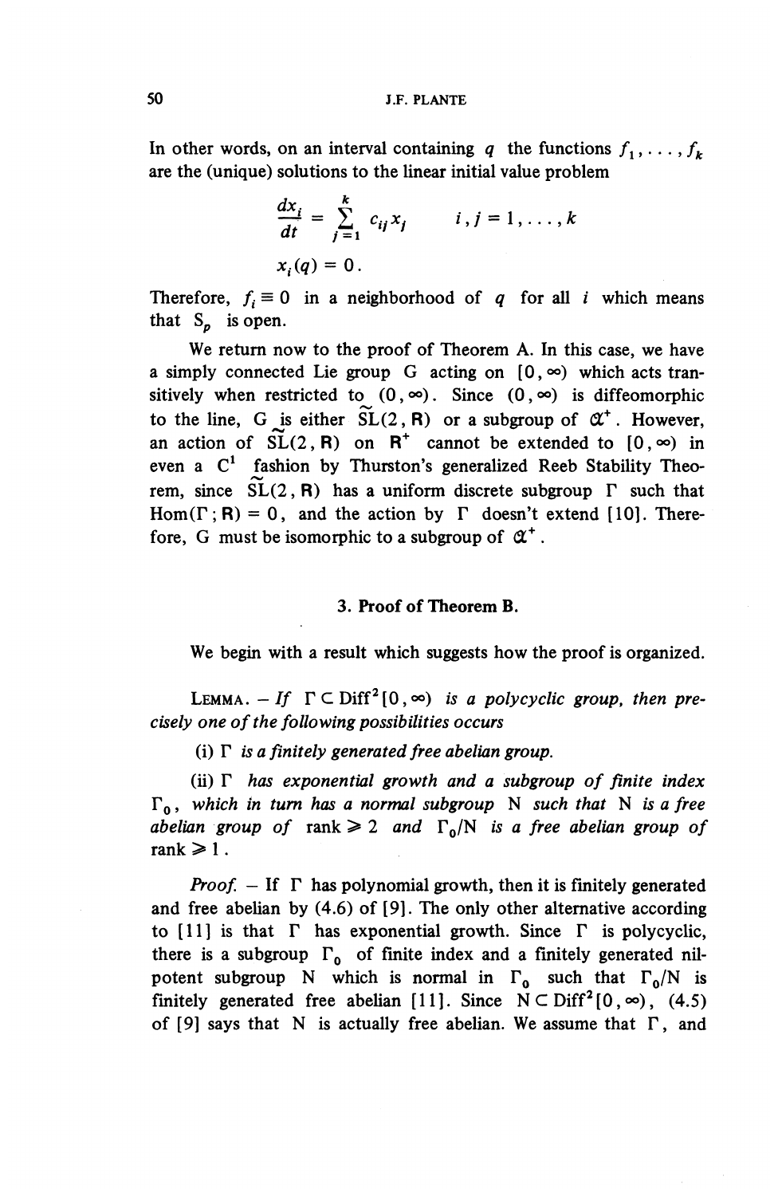In other words, on an interval containing $q$ the functions $f_1, \ldots, f_k$ are the (unique) solutions to the linear initial value problem

$$\frac{dx_i}{dt} = \sum_{j=1}^{k} c_{ij} x_j \qquad i, j = 1, \ldots, k$$

$$x_i(q) = 0 .$$

Therefore, $f_i \equiv 0$ in a neighborhood of $q$ for all $i$ which means that $S_p$ is open.

We return now to the proof of Theorem A. In this case, we have a simply connected Lie group G acting on $[0, \infty)$ which acts transitively when restricted to $(0, \infty)$. Since $(0, \infty)$ is diffeomorphic to the line, G is either $\widetilde{\mathrm{SL}}(2, \mathbf{R})$ or a subgroup of $\mathfrak{A}^+$. However, an action of $\widetilde{\mathrm{SL}}(2, \mathbf{R})$ on $\mathbf{R}^+$ cannot be extended to $[0, \infty)$ in even a $C^1$ fashion by Thurston's generalized Reeb Stability Theorem, since $\widetilde{\mathrm{SL}}(2, \mathbf{R})$ has a uniform discrete subgroup $\Gamma$ such that $\mathrm{Hom}(\Gamma; \mathbf{R}) = 0$, and the action by $\Gamma$ doesn't extend [10]. Therefore, G must be isomorphic to a subgroup of $\mathfrak{A}^+$.

## 3. Proof of Theorem B.

We begin with a result which suggests how the proof is organized.

LEMMA. – *If $\Gamma \subset \mathrm{Diff}^2[0, \infty)$ is a polycyclic group, then precisely one of the following possibilities occurs*

(i) *$\Gamma$ is a finitely generated free abelian group.*

(ii) *$\Gamma$ has exponential growth and a subgroup of finite index $\Gamma_0$, which in turn has a normal subgroup N such that N is a free abelian group of rank $\geqslant 2$ and $\Gamma_0/N$ is a free abelian group of rank $\geqslant 1$.*

*Proof.* – If $\Gamma$ has polynomial growth, then it is finitely generated and free abelian by (4.6) of [9]. The only other alternative according to [11] is that $\Gamma$ has exponential growth. Since $\Gamma$ is polycyclic, there is a subgroup $\Gamma_0$ of finite index and a finitely generated nilpotent subgroup N which is normal in $\Gamma_0$ such that $\Gamma_0/N$ is finitely generated free abelian [11]. Since $N \subset \mathrm{Diff}^2[0, \infty)$, (4.5) of [9] says that N is actually free abelian. We assume that $\Gamma$, and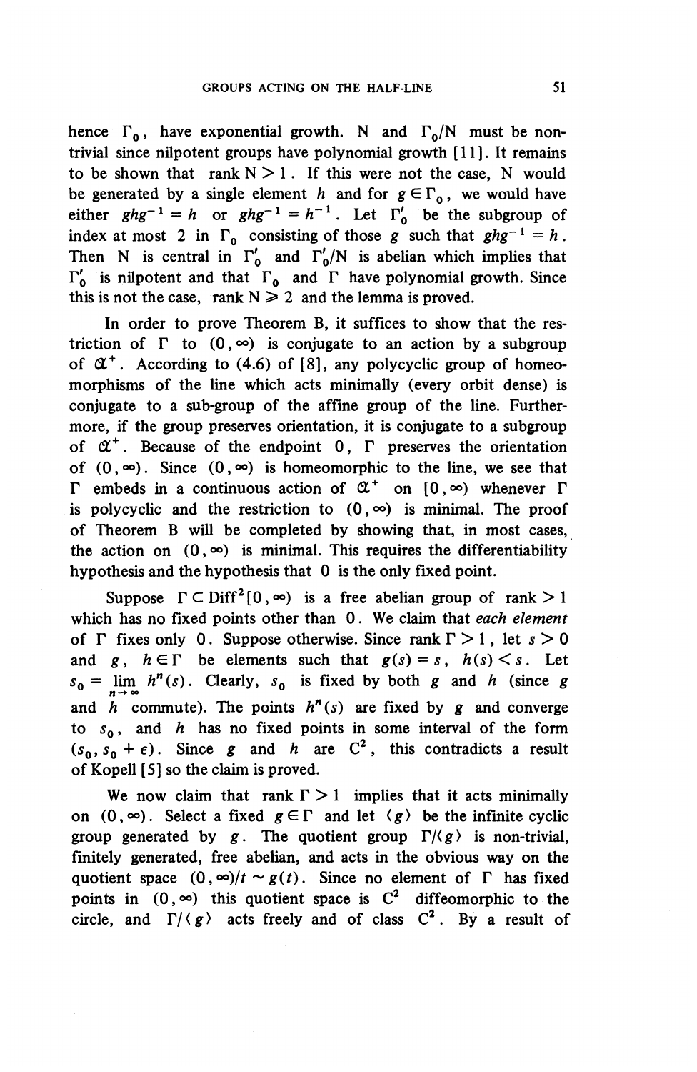hence $\Gamma_0$, have exponential growth. N and $\Gamma_0/N$ must be non-trivial since nilpotent groups have polynomial growth [11]. It remains to be shown that rank $N > 1$. If this were not the case, N would be generated by a single element $h$ and for $g \in \Gamma_0$, we would have either $ghg^{-1} = h$ or $ghg^{-1} = h^{-1}$. Let $\Gamma_0'$ be the subgroup of index at most 2 in $\Gamma_0$ consisting of those $g$ such that $ghg^{-1} = h$. Then N is central in $\Gamma_0'$ and $\Gamma_0'/N$ is abelian which implies that $\Gamma_0'$ is nilpotent and that $\Gamma_0$ and $\Gamma$ have polynomial growth. Since this is not the case, rank $N \geq 2$ and the lemma is proved.

In order to prove Theorem B, it suffices to show that the restriction of $\Gamma$ to $(0, \infty)$ is conjugate to an action by a subgroup of $\mathfrak{A}^+$. According to (4.6) of [8], any polycyclic group of homeomorphisms of the line which acts minimally (every orbit dense) is conjugate to a sub-group of the affine group of the line. Furthermore, if the group preserves orientation, it is conjugate to a subgroup of $\mathfrak{A}^+$. Because of the endpoint 0, $\Gamma$ preserves the orientation of $(0, \infty)$. Since $(0, \infty)$ is homeomorphic to the line, we see that $\Gamma$ embeds in a continuous action of $\mathfrak{A}^+$ on $[0, \infty)$ whenever $\Gamma$ is polycyclic and the restriction to $(0, \infty)$ is minimal. The proof of Theorem B will be completed by showing that, in most cases, the action on $(0, \infty)$ is minimal. This requires the differentiability hypothesis and the hypothesis that 0 is the only fixed point.

Suppose $\Gamma \subset \mathrm{Diff}^2[0, \infty)$ is a free abelian group of rank $> 1$ which has no fixed points other than 0. We claim that *each element* of $\Gamma$ fixes only 0. Suppose otherwise. Since rank $\Gamma > 1$, let $s > 0$ and $g$, $h \in \Gamma$ be elements such that $g(s) = s$, $h(s) < s$. Let $s_0 = \lim_{n \to \infty} h^n(s)$. Clearly, $s_0$ is fixed by both $g$ and $h$ (since $g$ and $h$ commute). The points $h^n(s)$ are fixed by $g$ and converge to $s_0$, and $h$ has no fixed points in some interval of the form $(s_0, s_0 + \epsilon)$. Since $g$ and $h$ are $C^2$, this contradicts a result of Kopell [5] so the claim is proved.

We now claim that rank $\Gamma > 1$ implies that it acts minimally on $(0, \infty)$. Select a fixed $g \in \Gamma$ and let $\langle g \rangle$ be the infinite cyclic group generated by $g$. The quotient group $\Gamma/\langle g \rangle$ is non-trivial, finitely generated, free abelian, and acts in the obvious way on the quotient space $(0, \infty)/t \sim g(t)$. Since no element of $\Gamma$ has fixed points in $(0, \infty)$ this quotient space is $C^2$ diffeomorphic to the circle, and $\Gamma/\langle g \rangle$ acts freely and of class $C^2$. By a result of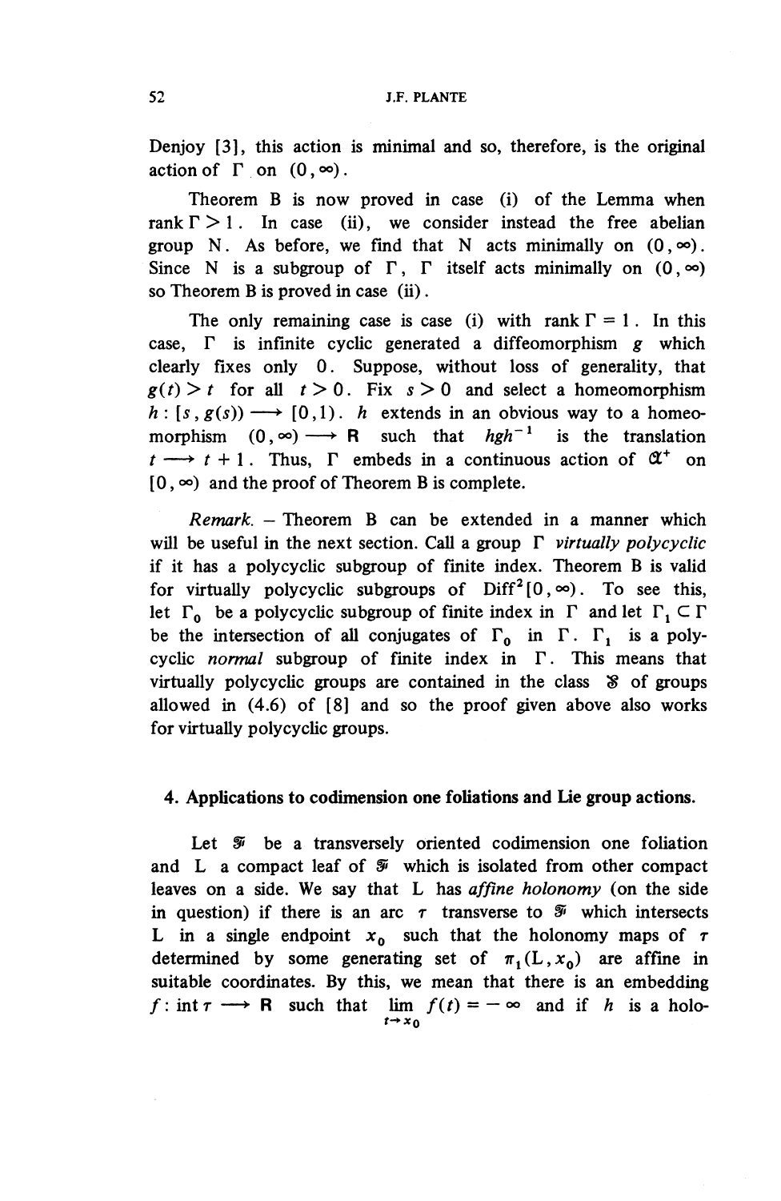Denjoy [3], this action is minimal and so, therefore, is the original action of $\Gamma$ on $(0, \infty)$.

Theorem B is now proved in case (i) of the Lemma when $\operatorname{rank} \Gamma > 1$. In case (ii), we consider instead the free abelian group N. As before, we find that N acts minimally on $(0, \infty)$. Since N is a subgroup of $\Gamma$, $\Gamma$ itself acts minimally on $(0, \infty)$ so Theorem B is proved in case (ii).

The only remaining case is case (i) with $\operatorname{rank} \Gamma = 1$. In this case, $\Gamma$ is infinite cyclic generated a diffeomorphism $g$ which clearly fixes only 0. Suppose, without loss of generality, that $g(t) > t$ for all $t > 0$. Fix $s > 0$ and select a homeomorphism $h : [s, g(s)) \longrightarrow [0, 1)$. $h$ extends in an obvious way to a homeomorphism $(0, \infty) \longrightarrow \mathbf{R}$ such that $hgh^{-1}$ is the translation $t \longrightarrow t + 1$. Thus, $\Gamma$ embeds in a continuous action of $\mathfrak{A}^+$ on $[0, \infty)$ and the proof of Theorem B is complete.

*Remark.* – Theorem B can be extended in a manner which will be useful in the next section. Call a group $\Gamma$ *virtually polycyclic* if it has a polycyclic subgroup of finite index. Theorem B is valid for virtually polycyclic subgroups of $\operatorname{Diff}^2[0, \infty)$. To see this, let $\Gamma_0$ be a polycyclic subgroup of finite index in $\Gamma$ and let $\Gamma_1 \subset \Gamma$ be the intersection of all conjugates of $\Gamma_0$ in $\Gamma$. $\Gamma_1$ is a polycyclic *normal* subgroup of finite index in $\Gamma$. This means that virtually polycyclic groups are contained in the class $\mathfrak{S}$ of groups allowed in (4.6) of [8] and so the proof given above also works for virtually polycyclic groups.

## 4. Applications to codimension one foliations and Lie group actions.

Let $\mathfrak{F}$ be a transversely oriented codimension one foliation and L a compact leaf of $\mathfrak{F}$ which is isolated from other compact leaves on a side. We say that L has *affine holonomy* (on the side in question) if there is an arc $\tau$ transverse to $\mathfrak{F}$ which intersects L in a single endpoint $x_0$ such that the holonomy maps of $\tau$ determined by some generating set of $\pi_1(L, x_0)$ are affine in suitable coordinates. By this, we mean that there is an embedding $f : \operatorname{int} \tau \longrightarrow \mathbf{R}$ such that $\lim\limits_{t \to x_0} f(t) = -\infty$ and if $h$ is a holo-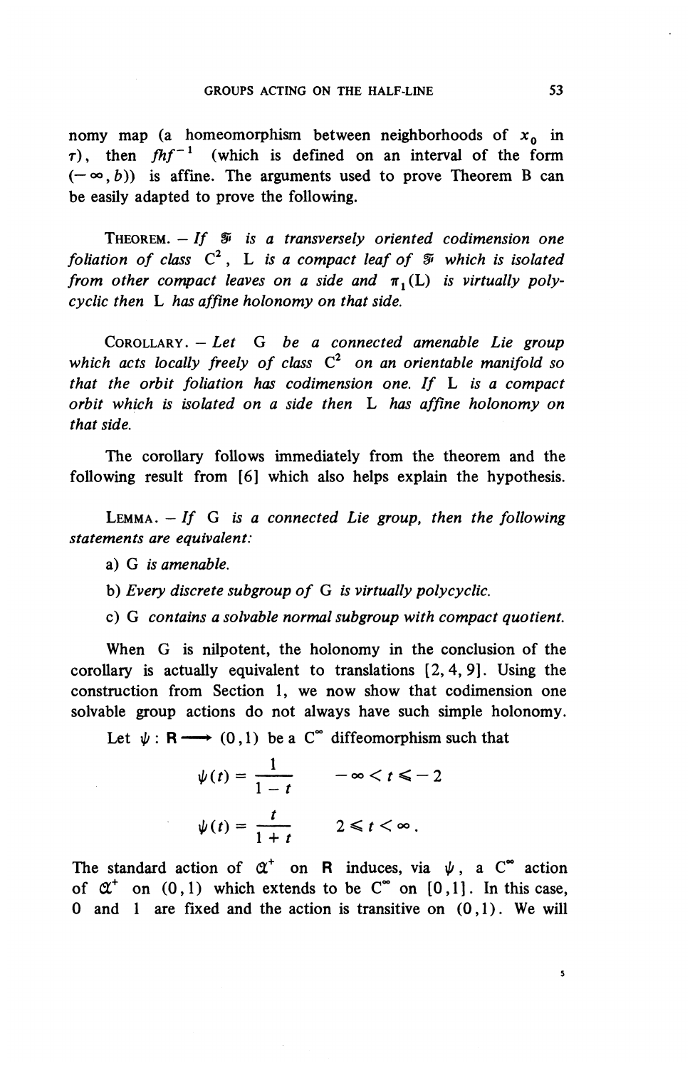nomy map (a homeomorphism between neighborhoods of $x_0$ in $\tau$), then $fhf^{-1}$ (which is defined on an interval of the form $(-\infty, b)$) is affine. The arguments used to prove Theorem B can be easily adapted to prove the following.

THEOREM. — *If* $\mathcal{F}$ *is a transversely oriented codimension one foliation of class* $C^2$, L *is a compact leaf of* $\mathcal{F}$ *which is isolated from other compact leaves on a side and* $\pi_1(L)$ *is virtually polycyclic then* L *has affine holonomy on that side.*

COROLLARY. — *Let* G *be a connected amenable Lie group which acts locally freely of class* $C^2$ *on an orientable manifold so that the orbit foliation has codimension one. If* L *is a compact orbit which is isolated on a side then* L *has affine holonomy on that side.*

The corollary follows immediately from the theorem and the following result from [6] which also helps explain the hypothesis.

LEMMA. — *If* G *is a connected Lie group, then the following statements are equivalent:*

a) G *is amenable.*

b) *Every discrete subgroup of* G *is virtually polycyclic.*

c) G *contains a solvable normal subgroup with compact quotient.*

When G is nilpotent, the holonomy in the conclusion of the corollary is actually equivalent to translations [2, 4, 9]. Using the construction from Section 1, we now show that codimension one solvable group actions do not always have such simple holonomy.

Let $\psi : \mathbf{R} \longrightarrow (0,1)$ be a $C^\infty$ diffeomorphism such that

$$\psi(t) = \frac{1}{1-t} \qquad -\infty < t \leqslant -2$$

$$\psi(t) = \frac{t}{1+t} \qquad 2 \leqslant t < \infty .$$

The standard action of $\mathcal{A}^+$ on $\mathbf{R}$ induces, via $\psi$, a $C^\infty$ action of $\mathcal{A}^+$ on $(0,1)$ which extends to be $C^\infty$ on $[0,1]$. In this case, 0 and 1 are fixed and the action is transitive on $(0,1)$. We will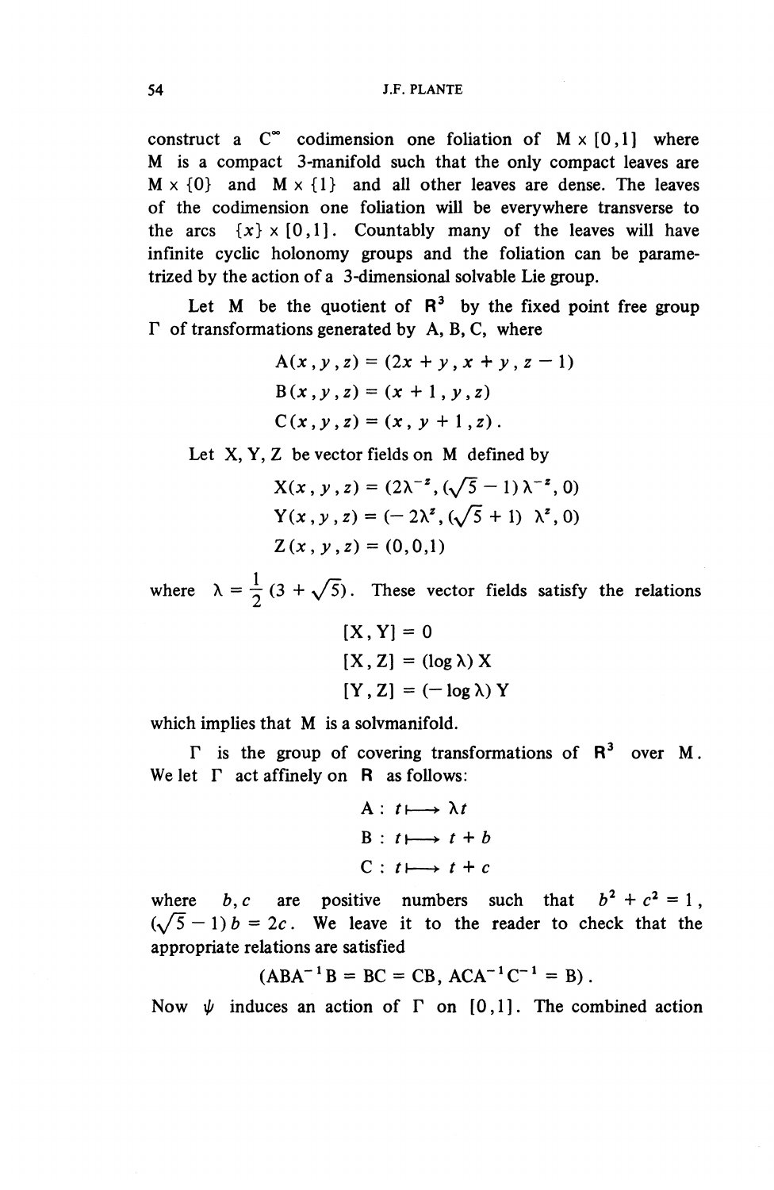construct a $C^\infty$ codimension one foliation of $M \times [0,1]$ where $M$ is a compact 3-manifold such that the only compact leaves are $M \times \{0\}$ and $M \times \{1\}$ and all other leaves are dense. The leaves of the codimension one foliation will be everywhere transverse to the arcs $\{x\} \times [0,1]$. Countably many of the leaves will have infinite cyclic holonomy groups and the foliation can be parametrized by the action of a 3-dimensional solvable Lie group.

Let $M$ be the quotient of $\mathbf{R}^3$ by the fixed point free group $\Gamma$ of transformations generated by A, B, C, where

$$\begin{aligned}
A(x, y, z) &= (2x + y, x + y, z - 1) \\
B(x, y, z) &= (x + 1, y, z) \\
C(x, y, z) &= (x, y + 1, z).
\end{aligned}$$

Let X, Y, Z be vector fields on $M$ defined by

$$\begin{aligned}
X(x, y, z) &= (2\lambda^{-z}, (\sqrt{5} - 1)\lambda^{-z}, 0) \\
Y(x, y, z) &= (-2\lambda^{z}, (\sqrt{5} + 1)\lambda^{z}, 0) \\
Z(x, y, z) &= (0, 0, 1)
\end{aligned}$$

where $\lambda = \frac{1}{2}(3 + \sqrt{5})$. These vector fields satisfy the relations

$$\begin{aligned}
[X, Y] &= 0 \\
[X, Z] &= (\log \lambda) X \\
[Y, Z] &= (-\log \lambda) Y
\end{aligned}$$

which implies that $M$ is a solvmanifold.

$\Gamma$ is the group of covering transformations of $\mathbf{R}^3$ over $M$. We let $\Gamma$ act affinely on $\mathbf{R}$ as follows:

$$\begin{aligned}
A &: t \longmapsto \lambda t \\
B &: t \longmapsto t + b \\
C &: t \longmapsto t + c
\end{aligned}$$

where $b, c$ are positive numbers such that $b^2 + c^2 = 1$, $(\sqrt{5} - 1)b = 2c$. We leave it to the reader to check that the appropriate relations are satisfied

$$(ABA^{-1}B = BC = CB,\ ACA^{-1}C^{-1} = B).$$

Now $\psi$ induces an action of $\Gamma$ on $[0,1]$. The combined action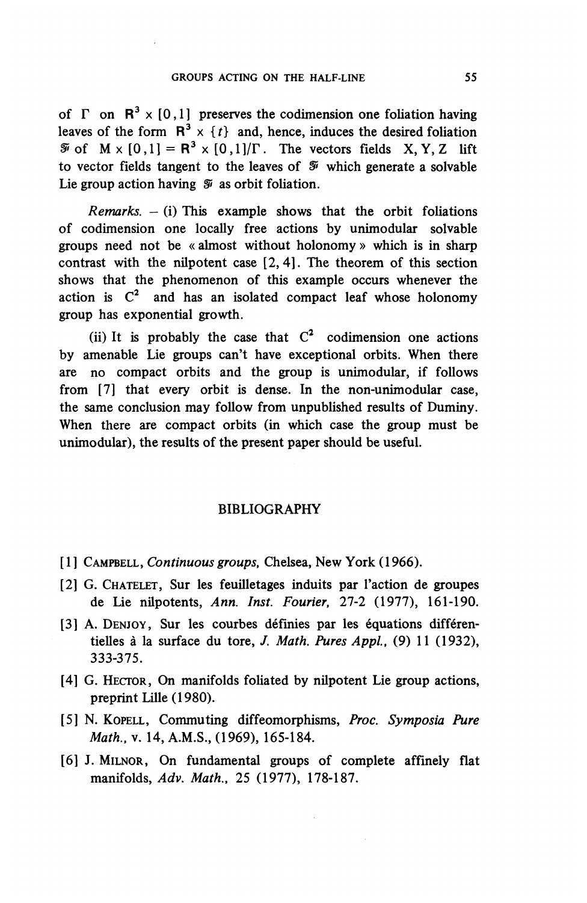of $\Gamma$ on $\mathbf{R}^3 \times [0,1]$ preserves the codimension one foliation having leaves of the form $\mathbf{R}^3 \times \{t\}$ and, hence, induces the desired foliation $\mathfrak{F}$ of $M \times [0,1] = \mathbf{R}^3 \times [0,1]/\Gamma$. The vectors fields $X, Y, Z$ lift to vector fields tangent to the leaves of $\mathfrak{F}$ which generate a solvable Lie group action having $\mathfrak{F}$ as orbit foliation.

*Remarks.* – (i) This example shows that the orbit foliations of codimension one locally free actions by unimodular solvable groups need not be « almost without holonomy » which is in sharp contrast with the nilpotent case [2, 4]. The theorem of this section shows that the phenomenon of this example occurs whenever the action is $C^2$ and has an isolated compact leaf whose holonomy group has exponential growth.

(ii) It is probably the case that $C^2$ codimension one actions by amenable Lie groups can't have exceptional orbits. When there are no compact orbits and the group is unimodular, if follows from [7] that every orbit is dense. In the non-unimodular case, the same conclusion may follow from unpublished results of Duminy. When there are compact orbits (in which case the group must be unimodular), the results of the present paper should be useful.

## BIBLIOGRAPHY

[1] CAMPBELL, *Continuous groups*, Chelsea, New York (1966).

[2] G. CHATELET, Sur les feuilletages induits par l'action de groupes de Lie nilpotents, *Ann. Inst. Fourier*, 27-2 (1977), 161-190.

[3] A. DENJOY, Sur les courbes définies par les équations différentielles à la surface du tore, *J. Math. Pures Appl.*, (9) 11 (1932), 333-375.

[4] G. HECTOR, On manifolds foliated by nilpotent Lie group actions, preprint Lille (1980).

[5] N. KOPELL, Commuting diffeomorphisms, *Proc. Symposia Pure Math.*, v. 14, A.M.S., (1969), 165-184.

[6] J. MILNOR, On fundamental groups of complete affinely flat manifolds, *Adv. Math.*, 25 (1977), 178-187.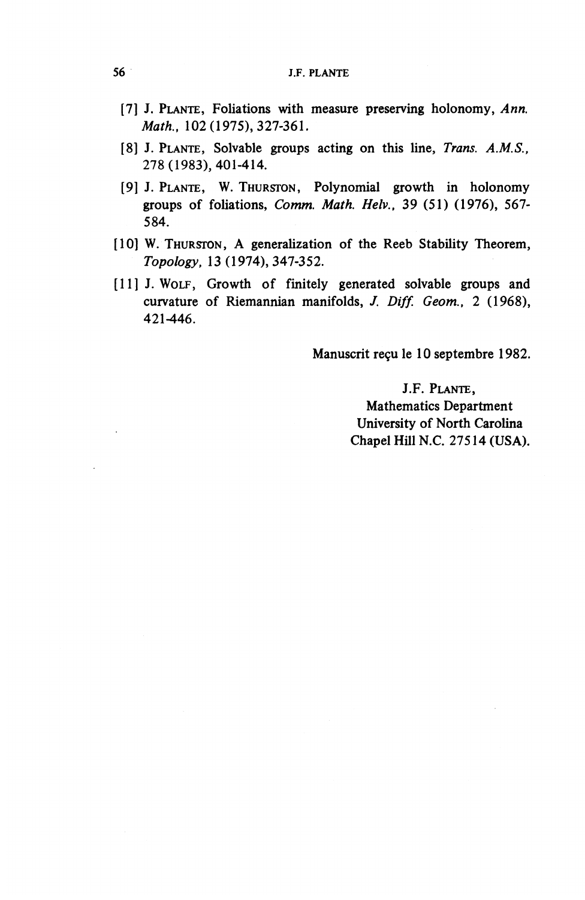[7] J. Plante, Foliations with measure preserving holonomy, *Ann. Math.*, 102 (1975), 327-361.

[8] J. Plante, Solvable groups acting on this line, *Trans. A.M.S.*, 278 (1983), 401-414.

[9] J. Plante, W. Thurston, Polynomial growth in holonomy groups of foliations, *Comm. Math. Helv.*, 39 (51) (1976), 567-584.

[10] W. Thurston, A generalization of the Reeb Stability Theorem, *Topology*, 13 (1974), 347-352.

[11] J. Wolf, Growth of finitely generated solvable groups and curvature of Riemannian manifolds, *J. Diff. Geom.*, 2 (1968), 421-446.

Manuscrit reçu le 10 septembre 1982.

J.F. Plante,
Mathematics Department
University of North Carolina
Chapel Hill N.C. 27514 (USA).